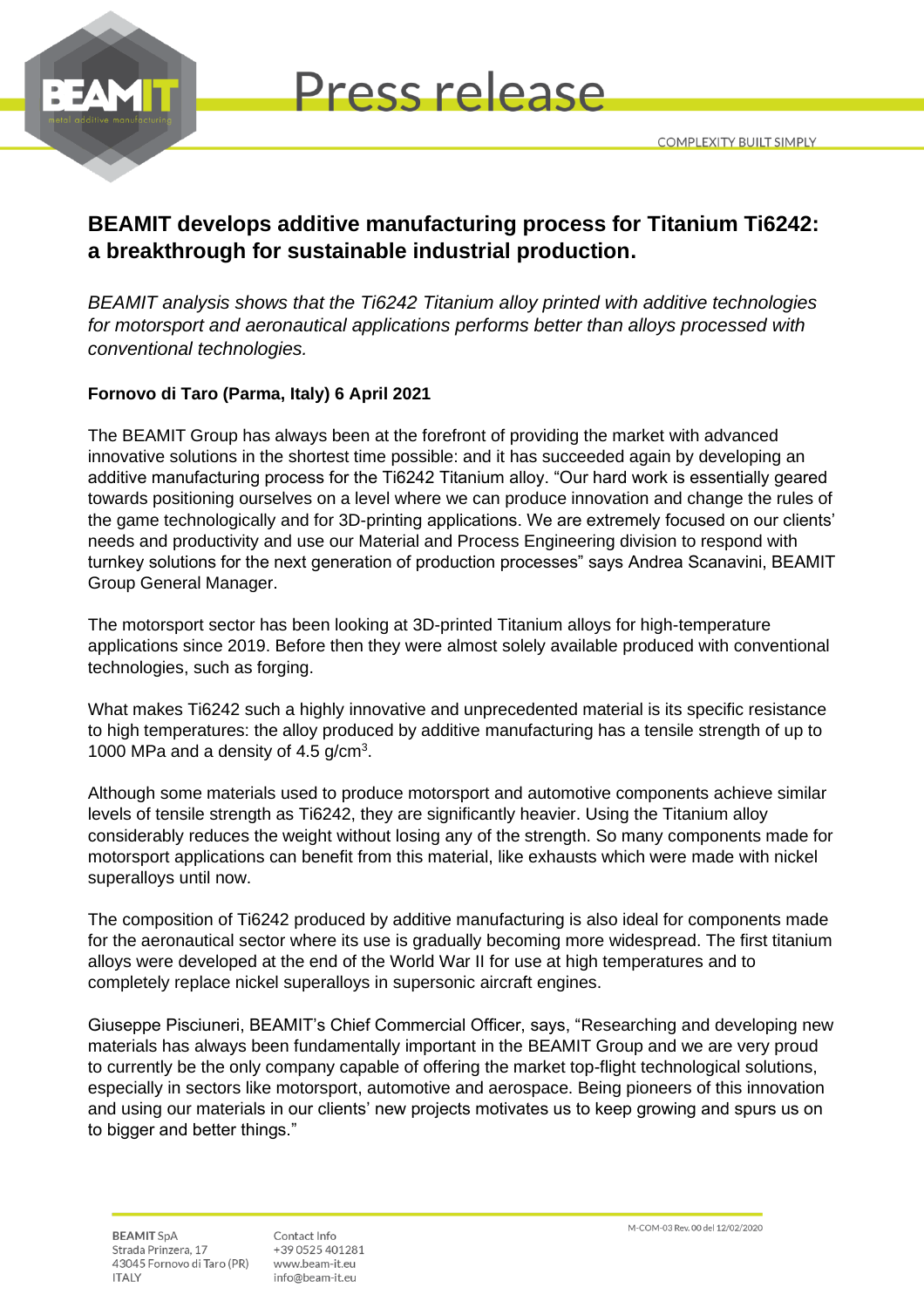# Press release

COMPLEXITY BUILT SIMPLY

## BEAMIT develops additive manufacturing process for Titanium Ti6242: a breakthrough for sustainable industrial production.

*BEAMIT analysis shows that the Ti6242 Titanium alloy printed with additive technologies for motorsport and aeronautical applications performs better than alloys processed with conventional technologies.*

**Fornovo di Taro (Parma, Italy) 6 April 2021**

The BEAMIT Group has always been at the forefront of providing the market with advanced innovative solutions in the shortest time possible: and it has succeeded again by developing an additive manufacturing process for the Ti6242 Titanium alloy. "Our hard work is essentially geared towards positioning ourselves on a level where we can produce innovation and change the rules of the game technologically and for 3D-printing applications. We are extremely focused on our clients' needs and productivity and use our Material and Process Engineering division to respond with turnkey solutions for the next generation of production processes" says Andrea Scanavini, BEAMIT Group General Manager.

The motorsport sector has been looking at 3D-printed Titanium alloys for high-temperature applications since 2019. Before then they were almost solely available produced with conventional technologies, such as forging.

What makes Ti6242 such a highly innovative and unprecedented material is its specific resistance to high temperatures: the alloy produced by additive manufacturing has a tensile strength of up to 1000 MPa and a density of 4.5 g/cm$^3$.

Although some materials used to produce motorsport and automotive components achieve similar levels of tensile strength as Ti6242, they are significantly heavier. Using the Titanium alloy considerably reduces the weight without losing any of the strength. So many components made for motorsport applications can benefit from this material, like exhausts which were made with nickel superalloys until now.

The composition of Ti6242 produced by additive manufacturing is also ideal for components made for the aeronautical sector where its use is gradually becoming more widespread. The first titanium alloys were developed at the end of the World War II for use at high temperatures and to completely replace nickel superalloys in supersonic aircraft engines.

Giuseppe Pisciuneri, BEAMIT's Chief Commercial Officer, says, "Researching and developing new materials has always been fundamentally important in the BEAMIT Group and we are very proud to currently be the only company capable of offering the market top-flight technological solutions, especially in sectors like motorsport, automotive and aerospace. Being pioneers of this innovation and using our materials in our clients' new projects motivates us to keep growing and spurs us on to bigger and better things."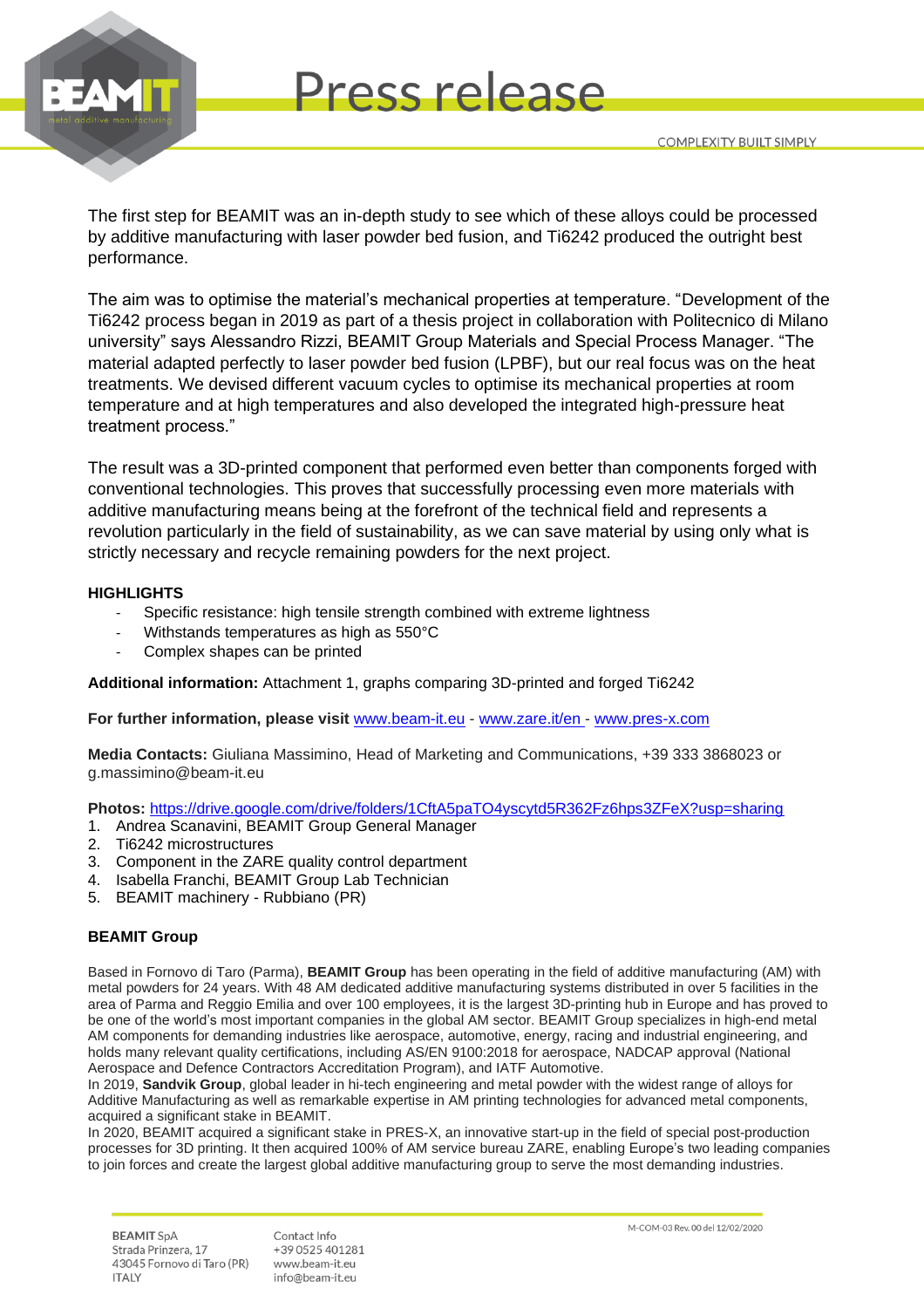The first step for BEAMIT was an in-depth study to see which of these alloys could be processed by additive manufacturing with laser powder bed fusion, and Ti6242 produced the outright best performance.

The aim was to optimise the material's mechanical properties at temperature. "Development of the Ti6242 process began in 2019 as part of a thesis project in collaboration with Politecnico di Milano university" says Alessandro Rizzi, BEAMIT Group Materials and Special Process Manager. "The material adapted perfectly to laser powder bed fusion (LPBF), but our real focus was on the heat treatments. We devised different vacuum cycles to optimise its mechanical properties at room temperature and at high temperatures and also developed the integrated high-pressure heat treatment process."

The result was a 3D-printed component that performed even better than components forged with conventional technologies. This proves that successfully processing even more materials with additive manufacturing means being at the forefront of the technical field and represents a revolution particularly in the field of sustainability, as we can save material by using only what is strictly necessary and recycle remaining powders for the next project.

**HIGHLIGHTS**

- Specific resistance: high tensile strength combined with extreme lightness
- Withstands temperatures as high as 550°C
- Complex shapes can be printed

**Additional information:** Attachment 1, graphs comparing 3D-printed and forged Ti6242

**For further information, please visit** www.beam-it.eu - www.zare.it/en - www.pres-x.com

**Media Contacts:** Giuliana Massimino, Head of Marketing and Communications, +39 333 3868023 or g.massimino@beam-it.eu

**Photos:** https://drive.google.com/drive/folders/1CftA5paTO4yscytd5R362Fz6hps3ZFeX?usp=sharing

1. Andrea Scanavini, BEAMIT Group General Manager
2. Ti6242 microstructures
3. Component in the ZARE quality control department
4. Isabella Franchi, BEAMIT Group Lab Technician
5. BEAMIT machinery - Rubbiano (PR)

**BEAMIT Group**

Based in Fornovo di Taro (Parma), **BEAMIT Group** has been operating in the field of additive manufacturing (AM) with metal powders for 24 years. With 48 AM dedicated additive manufacturing systems distributed in over 5 facilities in the area of Parma and Reggio Emilia and over 100 employees, it is the largest 3D-printing hub in Europe and has proved to be one of the world's most important companies in the global AM sector. BEAMIT Group specializes in high-end metal AM components for demanding industries like aerospace, automotive, energy, racing and industrial engineering, and holds many relevant quality certifications, including AS/EN 9100:2018 for aerospace, NADCAP approval (National Aerospace and Defence Contractors Accreditation Program), and IATF Automotive.

In 2019, **Sandvik Group**, global leader in hi-tech engineering and metal powder with the widest range of alloys for Additive Manufacturing as well as remarkable expertise in AM printing technologies for advanced metal components, acquired a significant stake in BEAMIT.

In 2020, BEAMIT acquired a significant stake in PRES-X, an innovative start-up in the field of special post-production processes for 3D printing. It then acquired 100% of AM service bureau ZARE, enabling Europe's two leading companies to join forces and create the largest global additive manufacturing group to serve the most demanding industries.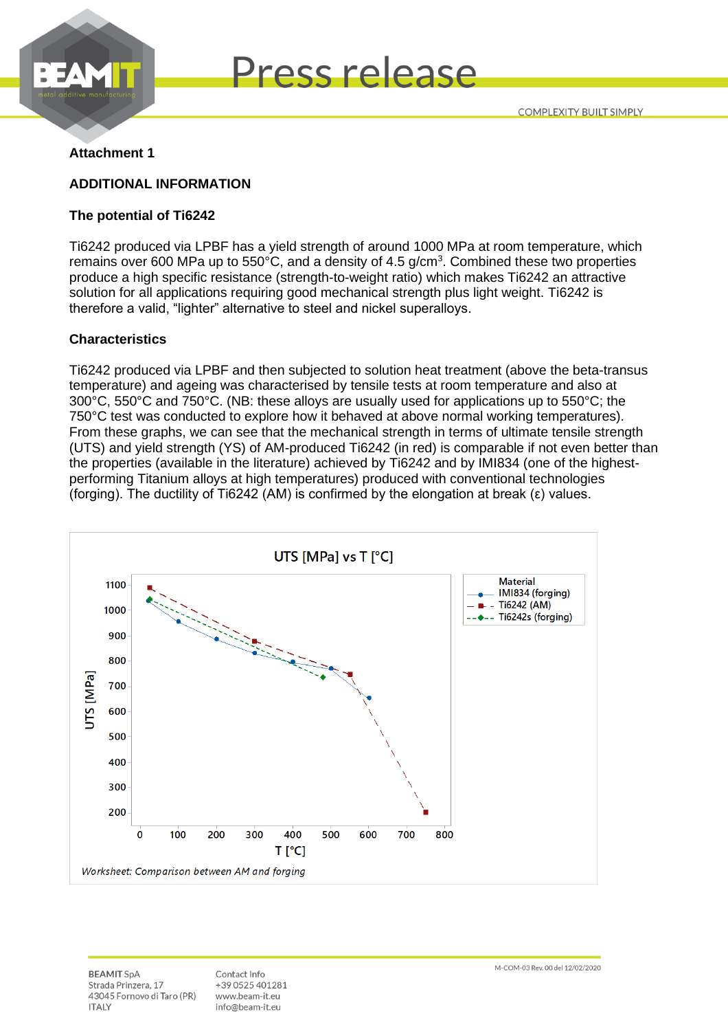**Attachment 1**

**ADDITIONAL INFORMATION**

**The potential of Ti6242**

Ti6242 produced via LPBF has a yield strength of around 1000 MPa at room temperature, which remains over 600 MPa up to 550°C, and a density of 4.5 g/cm$^3$. Combined these two properties produce a high specific resistance (strength-to-weight ratio) which makes Ti6242 an attractive solution for all applications requiring good mechanical strength plus light weight. Ti6242 is therefore a valid, "lighter" alternative to steel and nickel superalloys.

**Characteristics**

Ti6242 produced via LPBF and then subjected to solution heat treatment (above the beta-transus temperature) and ageing was characterised by tensile tests at room temperature and also at 300°C, 550°C and 750°C. (NB: these alloys are usually used for applications up to 550°C; the 750°C test was conducted to explore how it behaved at above normal working temperatures). From these graphs, we can see that the mechanical strength in terms of ultimate tensile strength (UTS) and yield strength (YS) of AM-produced Ti6242 (in red) is comparable if not even better than the properties (available in the literature) achieved by Ti6242 and by IMI834 (one of the highest-performing Titanium alloys at high temperatures) produced with conventional technologies (forging). The ductility of Ti6242 (AM) is confirmed by the elongation at break (ε) values.

UTS [MPa] vs T [°C]

Material: IMI834 (forging); Ti6242 (AM); Ti6242s (forging)

*Worksheet: Comparison between AM and forging*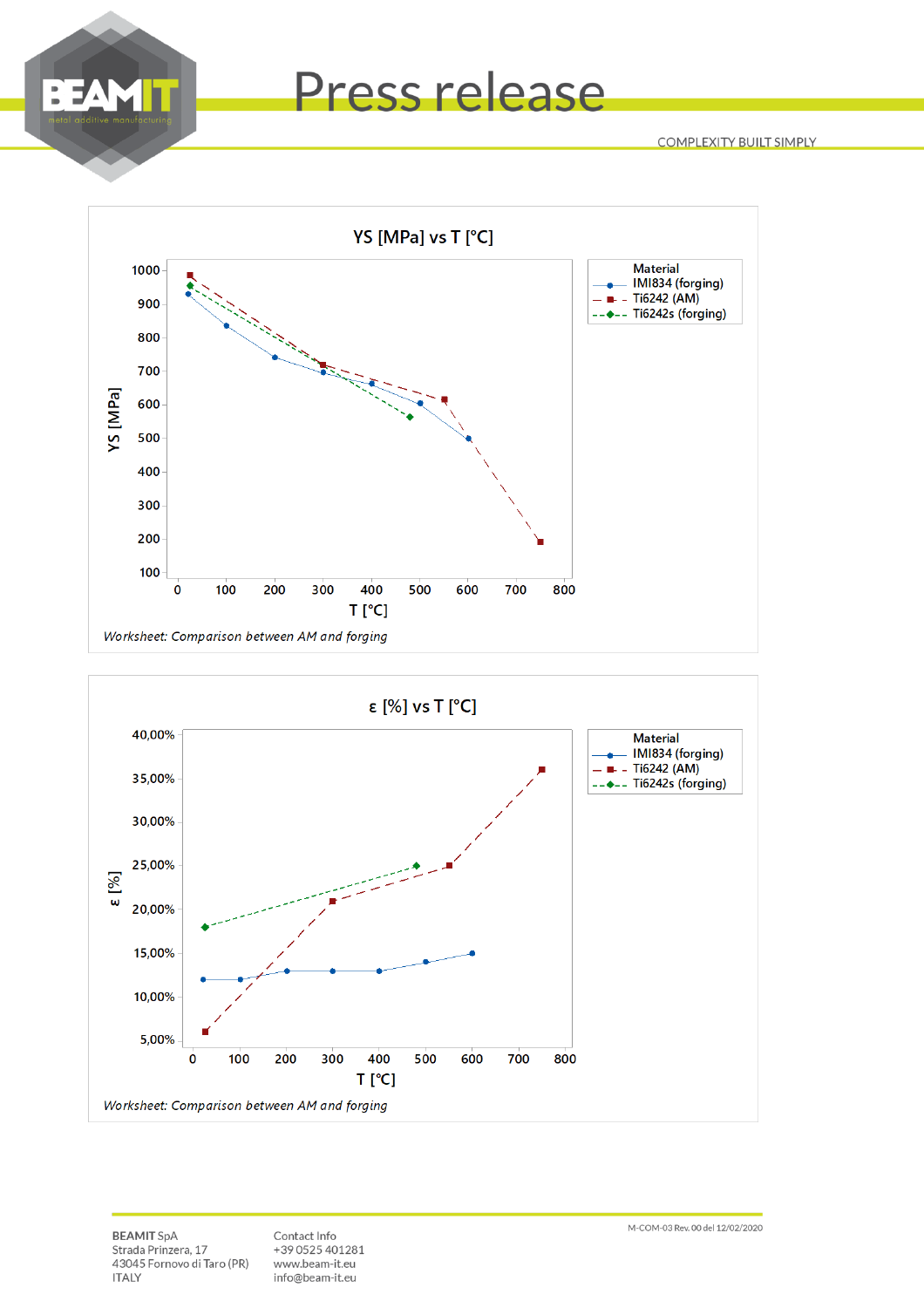YS [MPa] vs T [°C]

YS [MPa]

1000
900
800
700
600
500
400
300
200
100

0 100 200 300 400 500 600 700 800

T [°C]

Material
IMI834 (forging)
Ti6242 (AM)
Ti6242s (forging)

*Worksheet: Comparison between AM and forging*

ε [%] vs T [°C]

ε [%]

40,00%
35,00%
30,00%
25,00%
20,00%
15,00%
10,00%
5,00%

0 100 200 300 400 500 600 700 800

T [°C]

Material
IMI834 (forging)
Ti6242 (AM)
Ti6242s (forging)

*Worksheet: Comparison between AM and forging*

**BEAMIT** SpA
Strada Prinzera, 17
43045 Fornovo di Taro (PR)
ITALY

Contact Info
+39 0525 401281
www.beam-it.eu
info@beam-it.eu

M-COM-03 Rev. 00 del 12/02/2020